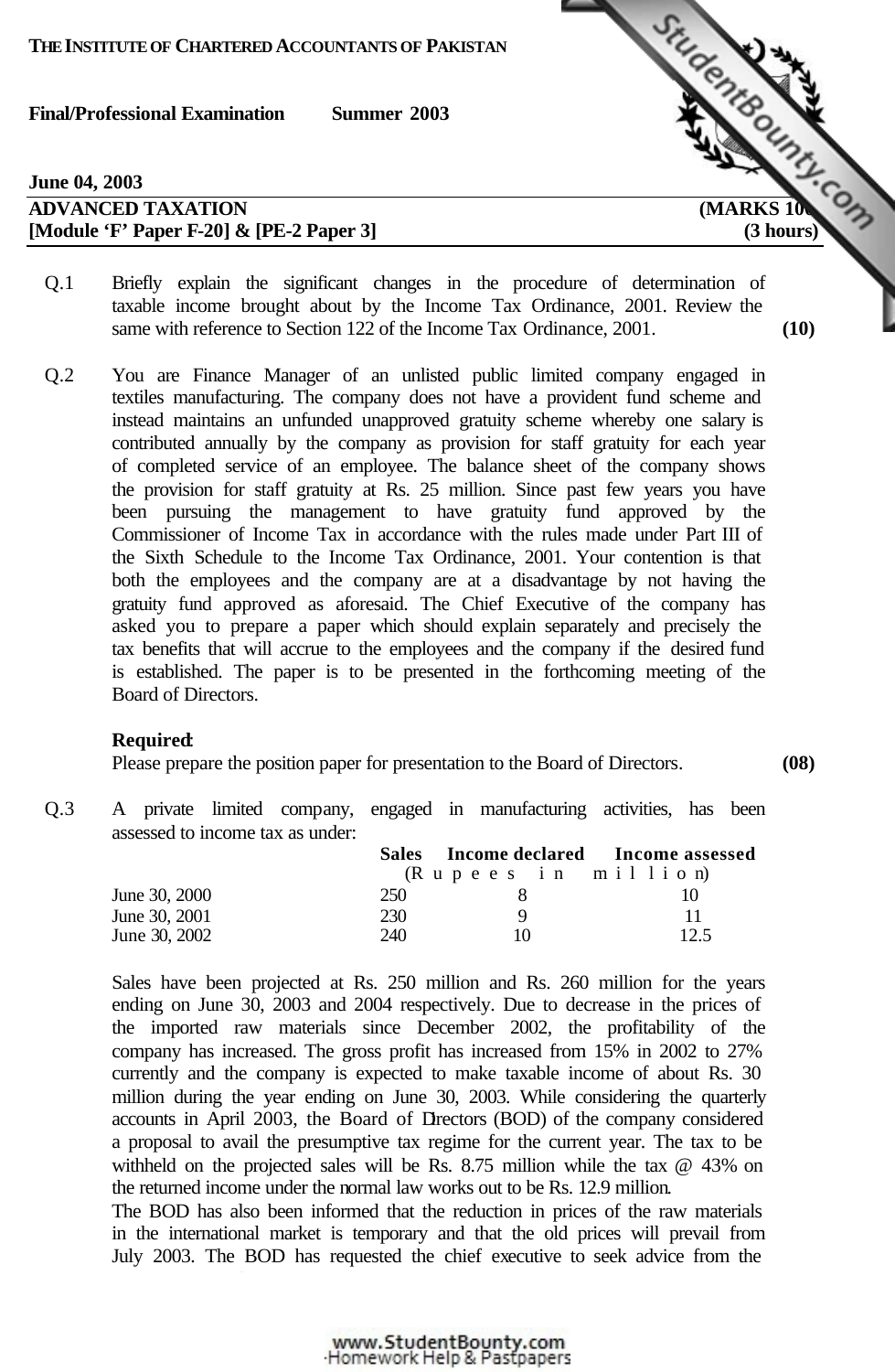**THE INSTITUTE OF CHARTERED ACCOUNTANTS OF PAKISTAN**

**Final/Professional Examination Summer 2003**

**June 04, 2003**

**ADVANCED TAXATION (MARKS 100)**
**[Module 'F' Paper F-20] & [PE-2 Paper 3] (3 hours)**

Q.1 Briefly explain the significant changes in the procedure of determination of taxable income brought about by the Income Tax Ordinance, 2001. Review the same with reference to Section 122 of the Income Tax Ordinance, 2001. **(10)**

Q.2 You are Finance Manager of an unlisted public limited company engaged in textiles manufacturing. The company does not have a provident fund scheme and instead maintains an unfunded unapproved gratuity scheme whereby one salary is contributed annually by the company as provision for staff gratuity for each year of completed service of an employee. The balance sheet of the company shows the provision for staff gratuity at Rs. 25 million. Since past few years you have been pursuing the management to have gratuity fund approved by the Commissioner of Income Tax in accordance with the rules made under Part III of the Sixth Schedule to the Income Tax Ordinance, 2001. Your contention is that both the employees and the company are at a disadvantage by not having the gratuity fund approved as aforesaid. The Chief Executive of the company has asked you to prepare a paper which should explain separately and precisely the tax benefits that will accrue to the employees and the company if the desired fund is established. The paper is to be presented in the forthcoming meeting of the Board of Directors.

**Required:**
Please prepare the position paper for presentation to the Board of Directors. **(08)**

Q.3 A private limited company, engaged in manufacturing activities, has been assessed to income tax as under:

| | Sales | Income declared | Income assessed |
|---|---|---|---|
| | (Rupees in million) | | |
| June 30, 2000 | 250 | 8 | 10 |
| June 30, 2001 | 230 | 9 | 11 |
| June 30, 2002 | 240 | 10 | 12.5 |

Sales have been projected at Rs. 250 million and Rs. 260 million for the years ending on June 30, 2003 and 2004 respectively. Due to decrease in the prices of the imported raw materials since December 2002, the profitability of the company has increased. The gross profit has increased from 15% in 2002 to 27% currently and the company is expected to make taxable income of about Rs. 30 million during the year ending on June 30, 2003. While considering the quarterly accounts in April 2003, the Board of Directors (BOD) of the company considered a proposal to avail the presumptive tax regime for the current year. The tax to be withheld on the projected sales will be Rs. 8.75 million while the tax @ 43% on the returned income under the normal law works out to be Rs. 12.9 million.

The BOD has also been informed that the reduction in prices of the raw materials in the international market is temporary and that the old prices will prevail from July 2003. The BOD has requested the chief executive to seek advice from the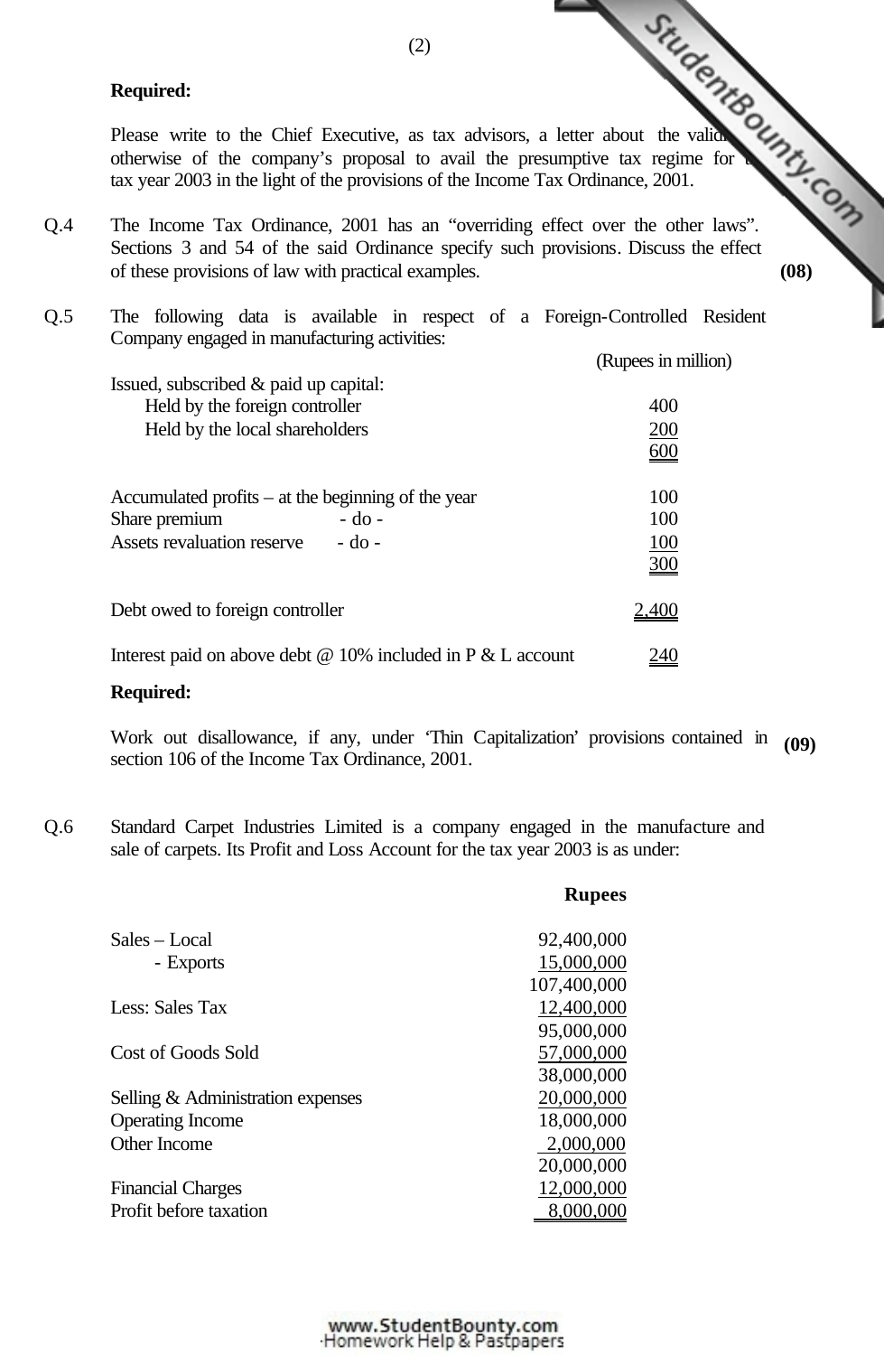**Required:**

Please write to the Chief Executive, as tax advisors, a letter about the validity or otherwise of the company's proposal to avail the presumptive tax regime for the tax year 2003 in the light of the provisions of the Income Tax Ordinance, 2001.

Q.4 The Income Tax Ordinance, 2001 has an "overriding effect over the other laws". Sections 3 and 54 of the said Ordinance specify such provisions. Discuss the effect of these provisions of law with practical examples. **(08)**

Q.5 The following data is available in respect of a Foreign-Controlled Resident Company engaged in manufacturing activities:

| | (Rupees in million) |
|---|---|
| Issued, subscribed & paid up capital: | |
| Held by the foreign controller | 400 |
| Held by the local shareholders | 200 |
| | 600 |
| | |
| Accumulated profits – at the beginning of the year | 100 |
| Share premium - do - | 100 |
| Assets revaluation reserve - do - | 100 |
| | 300 |
| | |
| Debt owed to foreign controller | 2,400 |
| | |
| Interest paid on above debt @ 10% included in P & L account | 240 |

**Required:**

Work out disallowance, if any, under 'Thin Capitalization' provisions contained in section 106 of the Income Tax Ordinance, 2001. **(09)**

Q.6 Standard Carpet Industries Limited is a company engaged in the manufacture and sale of carpets. Its Profit and Loss Account for the tax year 2003 is as under:

| | **Rupees** |
|---|---|
| Sales – Local | 92,400,000 |
| - Exports | 15,000,000 |
| | 107,400,000 |
| Less: Sales Tax | 12,400,000 |
| | 95,000,000 |
| Cost of Goods Sold | 57,000,000 |
| | 38,000,000 |
| Selling & Administration expenses | 20,000,000 |
| Operating Income | 18,000,000 |
| Other Income | 2,000,000 |
| | 20,000,000 |
| Financial Charges | 12,000,000 |
| Profit before taxation | 8,000,000 |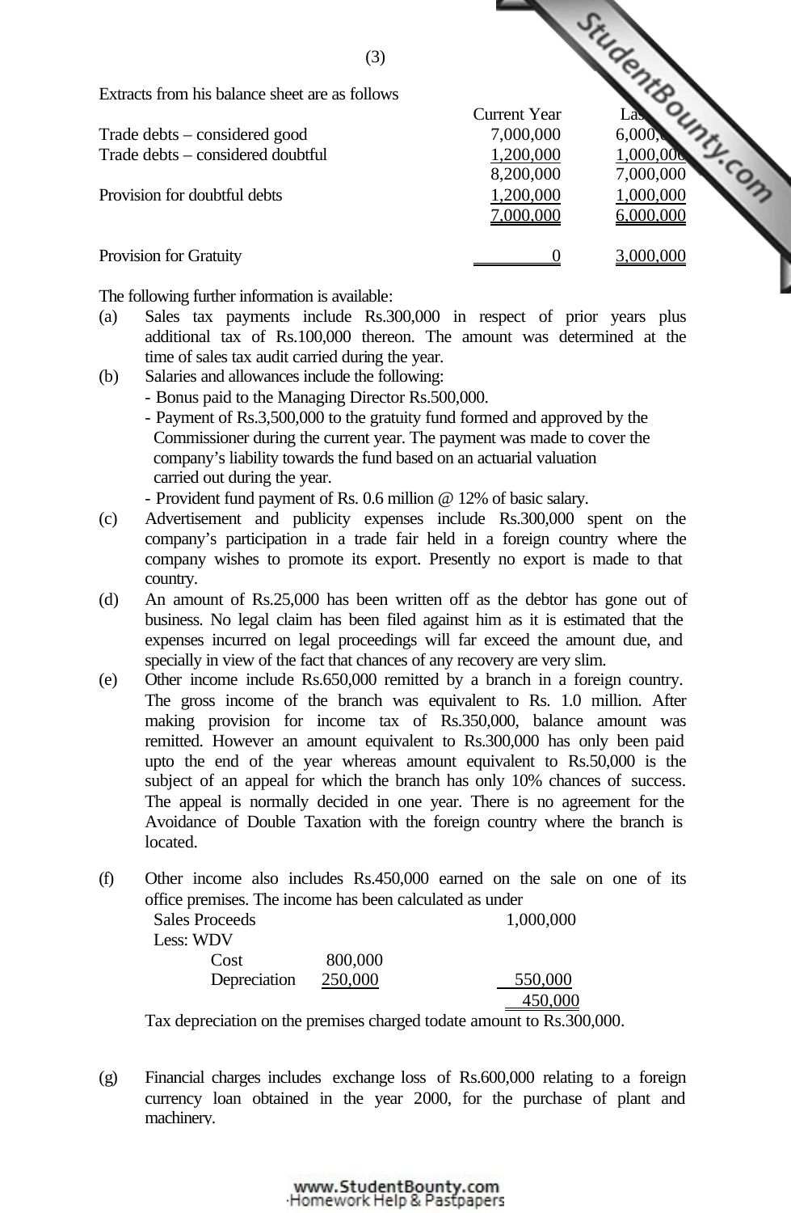Extracts from his balance sheet are as follows

| | Current Year | Last Year |
|---|---|---|
| Trade debts – considered good | 7,000,000 | 6,000,000 |
| Trade debts – considered doubtful | 1,200,000 | 1,000,000 |
| | 8,200,000 | 7,000,000 |
| Provision for doubtful debts | 1,200,000 | 1,000,000 |
| | 7,000,000 | 6,000,000 |
| Provision for Gratuity | 0 | 3,000,000 |

The following further information is available:

(a) Sales tax payments include Rs.300,000 in respect of prior years plus additional tax of Rs.100,000 thereon. The amount was determined at the time of sales tax audit carried during the year.

(b) Salaries and allowances include the following:
- Bonus paid to the Managing Director Rs.500,000.
- Payment of Rs.3,500,000 to the gratuity fund formed and approved by the Commissioner during the current year. The payment was made to cover the company's liability towards the fund based on an actuarial valuation carried out during the year.
- Provident fund payment of Rs. 0.6 million @ 12% of basic salary.

(c) Advertisement and publicity expenses include Rs.300,000 spent on the company's participation in a trade fair held in a foreign country where the company wishes to promote its export. Presently no export is made to that country.

(d) An amount of Rs.25,000 has been written off as the debtor has gone out of business. No legal claim has been filed against him as it is estimated that the expenses incurred on legal proceedings will far exceed the amount due, and specially in view of the fact that chances of any recovery are very slim.

(e) Other income include Rs.650,000 remitted by a branch in a foreign country. The gross income of the branch was equivalent to Rs. 1.0 million. After making provision for income tax of Rs.350,000, balance amount was remitted. However an amount equivalent to Rs.300,000 has only been paid upto the end of the year whereas amount equivalent to Rs.50,000 is the subject of an appeal for which the branch has only 10% chances of success. The appeal is normally decided in one year. There is no agreement for the Avoidance of Double Taxation with the foreign country where the branch is located.

(f) Other income also includes Rs.450,000 earned on the sale on one of its office premises. The income has been calculated as under

| | | |
|---|---|---|
| Sales Proceeds | | 1,000,000 |
| Less: WDV | | |
| Cost | 800,000 | |
| Depreciation | 250,000 | 550,000 |
| | | 450,000 |

Tax depreciation on the premises charged todate amount to Rs.300,000.

(g) Financial charges includes exchange loss of Rs.600,000 relating to a foreign currency loan obtained in the year 2000, for the purchase of plant and machinery.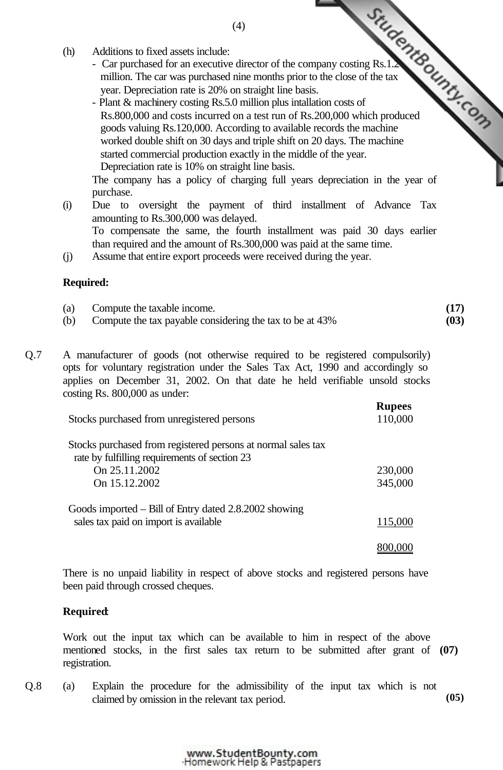(h) Additions to fixed assets include:
- Car purchased for an executive director of the company costing Rs.1.2 million. The car was purchased nine months prior to the close of the tax year. Depreciation rate is 20% on straight line basis.
- Plant & machinery costing Rs.5.0 million plus intallation costs of Rs.800,000 and costs incurred on a test run of Rs.200,000 which produced goods valuing Rs.120,000. According to available records the machine worked double shift on 30 days and triple shift on 20 days. The machine started commercial production exactly in the middle of the year. Depreciation rate is 10% on straight line basis.

The company has a policy of charging full years depreciation in the year of purchase.

(i) Due to oversight the payment of third installment of Advance Tax amounting to Rs.300,000 was delayed.
To compensate the same, the fourth installment was paid 30 days earlier than required and the amount of Rs.300,000 was paid at the same time.

(j) Assume that entire export proceeds were received during the year.

**Required:**

(a) Compute the taxable income. **(17)**

(b) Compute the tax payable considering the tax to be at 43% **(03)**

**Q.7** A manufacturer of goods (not otherwise required to be registered compulsorily) opts for voluntary registration under the Sales Tax Act, 1990 and accordingly so applies on December 31, 2002. On that date he held verifiable unsold stocks costing Rs. 800,000 as under:

| | **Rupees** |
|---|---|
| Stocks purchased from unregistered persons | 110,000 |
| Stocks purchased from registered persons at normal sales tax rate by fulfilling requirements of section 23 | |
| On 25.11.2002 | 230,000 |
| On 15.12.2002 | 345,000 |
| Goods imported – Bill of Entry dated 2.8.2002 showing sales tax paid on import is available | 115,000 |
| | 800,000 |

There is no unpaid liability in respect of above stocks and registered persons have been paid through crossed cheques.

**Required:**

Work out the input tax which can be available to him in respect of the above mentioned stocks, in the first sales tax return to be submitted after grant of registration. **(07)**

**Q.8** (a) Explain the procedure for the admissibility of the input tax which is not claimed by omission in the relevant tax period. **(05)**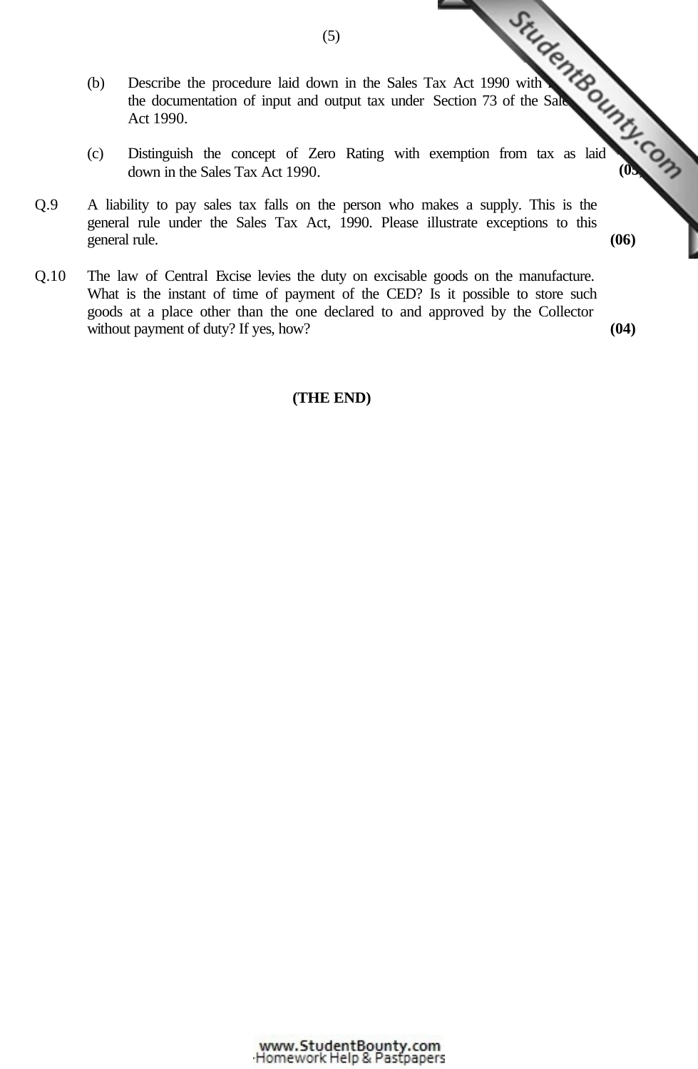(b) Describe the procedure laid down in the Sales Tax Act 1990 with the documentation of input and output tax under Section 73 of the Sales Tax Act 1990.

(c) Distinguish the concept of Zero Rating with exemption from tax as laid down in the Sales Tax Act 1990. **(03)**

Q.9 A liability to pay sales tax falls on the person who makes a supply. This is the general rule under the Sales Tax Act, 1990. Please illustrate exceptions to this general rule. **(06)**

Q.10 The law of Central Excise levies the duty on excisable goods on the manufacture. What is the instant of time of payment of the CED? Is it possible to store such goods at a place other than the one declared to and approved by the Collector without payment of duty? If yes, how? **(04)**

**(THE END)**